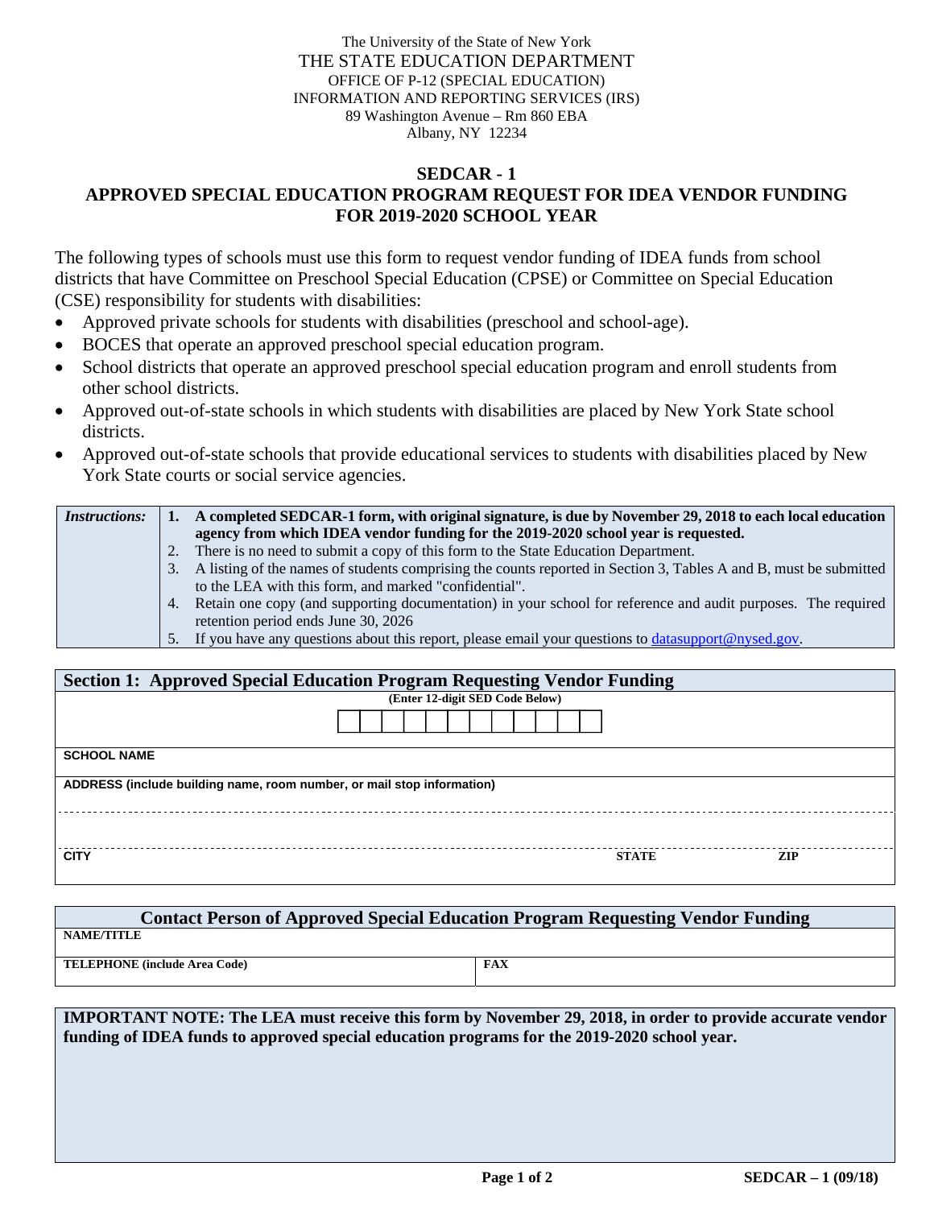The University of the State of New York
THE STATE EDUCATION DEPARTMENT
OFFICE OF P-12 (SPECIAL EDUCATION)
INFORMATION AND REPORTING SERVICES (IRS)
89 Washington Avenue – Rm 860 EBA
Albany, NY 12234

# SEDCAR - 1
## APPROVED SPECIAL EDUCATION PROGRAM REQUEST FOR IDEA VENDOR FUNDING FOR 2019-2020 SCHOOL YEAR

The following types of schools must use this form to request vendor funding of IDEA funds from school districts that have Committee on Preschool Special Education (CPSE) or Committee on Special Education (CSE) responsibility for students with disabilities:

- Approved private schools for students with disabilities (preschool and school-age).
- BOCES that operate an approved preschool special education program.
- School districts that operate an approved preschool special education program and enroll students from other school districts.
- Approved out-of-state schools in which students with disabilities are placed by New York State school districts.
- Approved out-of-state schools that provide educational services to students with disabilities placed by New York State courts or social service agencies.

| *Instructions:* | |
|---|---|
| | **1. A completed SEDCAR-1 form, with original signature, is due by November 29, 2018 to each local education agency from which IDEA vendor funding for the 2019-2020 school year is requested.** |
| | 2. There is no need to submit a copy of this form to the State Education Department. |
| | 3. A listing of the names of students comprising the counts reported in Section 3, Tables A and B, must be submitted to the LEA with this form, and marked "confidential". |
| | 4. Retain one copy (and supporting documentation) in your school for reference and audit purposes. The required retention period ends June 30, 2026 |
| | 5. If you have any questions about this report, please email your questions to datasupport@nysed.gov. |

## Section 1: Approved Special Education Program Requesting Vendor Funding

**(Enter 12-digit SED Code Below)**

| | | | | | | | | | | | |
|---|---|---|---|---|---|---|---|---|---|---|---|
| | | | | | | | | | | | |

**SCHOOL NAME**

**ADDRESS (include building name, room number, or mail stop information)**

| CITY | STATE | ZIP |
|---|---|---|
| | | |

## Contact Person of Approved Special Education Program Requesting Vendor Funding

**NAME/TITLE**

| TELEPHONE (include Area Code) | FAX |
|---|---|
| | |

**IMPORTANT NOTE: The LEA must receive this form by November 29, 2018, in order to provide accurate vendor funding of IDEA funds to approved special education programs for the 2019-2020 school year.**

SEDCAR – 1 (09/18)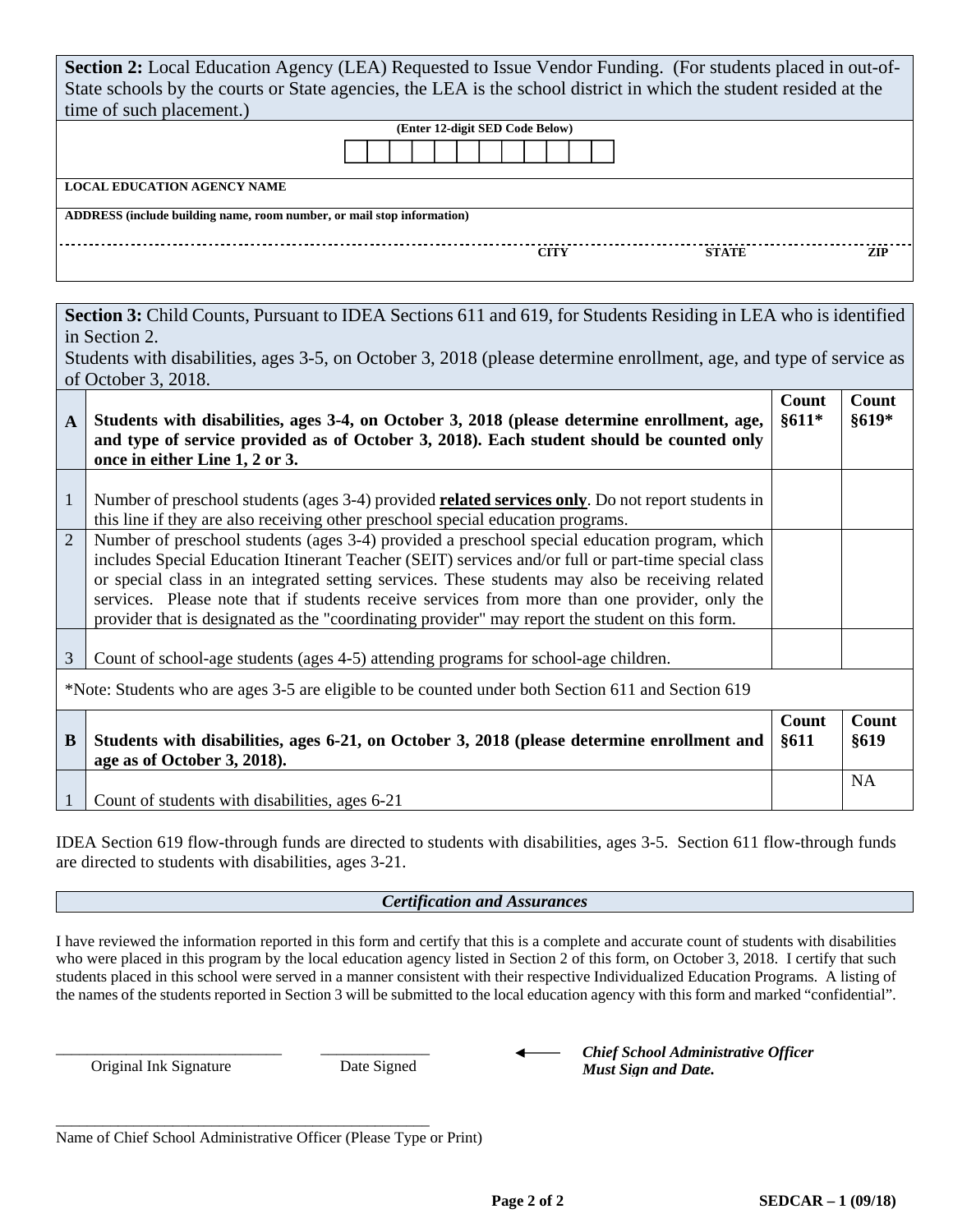**Section 2:** Local Education Agency (LEA) Requested to Issue Vendor Funding. (For students placed in out-of-State schools by the courts or State agencies, the LEA is the school district in which the student resided at the time of such placement.)

**(Enter 12-digit SED Code Below)**

| | | | | | | | | | | | |
|---|---|---|---|---|---|---|---|---|---|---|---|
| | | | | | | | | | | | |

**LOCAL EDUCATION AGENCY NAME**

**ADDRESS (include building name, room number, or mail stop information)**

**CITY** **STATE** **ZIP**

**Section 3:** Child Counts, Pursuant to IDEA Sections 611 and 619, for Students Residing in LEA who is identified in Section 2.
Students with disabilities, ages 3-5, on October 3, 2018 (please determine enrollment, age, and type of service as of October 3, 2018.

| | | | |
|---|---|---|---|
| **A** | **Students with disabilities, ages 3-4, on October 3, 2018 (please determine enrollment, age, and type of service provided as of October 3, 2018). Each student should be counted only once in either Line 1, 2 or 3.** | **Count §611*** | **Count §619*** |
| 1 | Number of preschool students (ages 3-4) provided **related services only**. Do not report students in this line if they are also receiving other preschool special education programs. | | |
| 2 | Number of preschool students (ages 3-4) provided a preschool special education program, which includes Special Education Itinerant Teacher (SEIT) services and/or full or part-time special class or special class in an integrated setting services. These students may also be receiving related services. Please note that if students receive services from more than one provider, only the provider that is designated as the "coordinating provider" may report the student on this form. | | |
| 3 | Count of school-age students (ages 4-5) attending programs for school-age children. | | |
| *Note: Students who are ages 3-5 are eligible to be counted under both Section 611 and Section 619 | | | |
| **B** | **Students with disabilities, ages 6-21, on October 3, 2018 (please determine enrollment and age as of October 3, 2018).** | **Count §611** | **Count §619** |
| 1 | Count of students with disabilities, ages 6-21 | | NA |

IDEA Section 619 flow-through funds are directed to students with disabilities, ages 3-5. Section 611 flow-through funds are directed to students with disabilities, ages 3-21.

***Certification and Assurances***

I have reviewed the information reported in this form and certify that this is a complete and accurate count of students with disabilities who were placed in this program by the local education agency listed in Section 2 of this form, on October 3, 2018. I certify that such students placed in this school were served in a manner consistent with their respective Individualized Education Programs. A listing of the names of the students reported in Section 3 will be submitted to the local education agency with this form and marked "confidential".

\_\_\_\_\_\_\_\_\_\_\_\_\_\_\_\_\_\_\_\_\_\_\_\_\_\_\_\_ \_\_\_\_\_\_\_\_\_\_\_\_\_\_
Original Ink Signature Date Signed ← ***Chief School Administrative Officer Must Sign and Date.***

\_\_\_\_\_\_\_\_\_\_\_\_\_\_\_\_\_\_\_\_\_\_\_\_\_\_\_\_\_\_\_\_\_\_\_\_\_\_\_\_\_\_\_\_
Name of Chief School Administrative Officer (Please Type or Print)

**SEDCAR – 1 (09/18)**